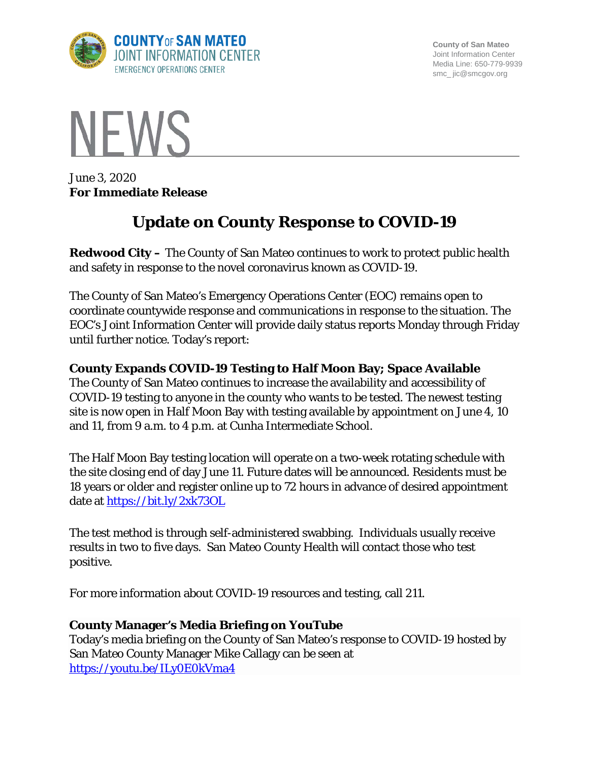COUNTY OF SAN MATEO
JOINT INFORMATION CENTER
EMERGENCY OPERATIONS CENTER

County of San Mateo
Joint Information Center
Media Line: 650-779-9939
smc_ jic@smcgov.org

# NEWS

June 3, 2020
**For Immediate Release**

## Update on County Response to COVID-19

**Redwood City –** The County of San Mateo continues to work to protect public health and safety in response to the novel coronavirus known as COVID-19.

The County of San Mateo's Emergency Operations Center (EOC) remains open to coordinate countywide response and communications in response to the situation. The EOC's Joint Information Center will provide daily status reports Monday through Friday until further notice. Today's report:

### County Expands COVID-19 Testing to Half Moon Bay; Space Available

The County of San Mateo continues to increase the availability and accessibility of COVID-19 testing to anyone in the county who wants to be tested. The newest testing site is now open in Half Moon Bay with testing available by appointment on June 4, 10 and 11, from 9 a.m. to 4 p.m. at Cunha Intermediate School.

The Half Moon Bay testing location will operate on a two-week rotating schedule with the site closing end of day June 11. Future dates will be announced. Residents must be 18 years or older and register online up to 72 hours in advance of desired appointment date at https://bit.ly/2xk73OL

The test method is through self-administered swabbing. Individuals usually receive results in two to five days. San Mateo County Health will contact those who test positive.

For more information about COVID-19 resources and testing, call 211.

### County Manager's Media Briefing on YouTube

Today's media briefing on the County of San Mateo's response to COVID-19 hosted by San Mateo County Manager Mike Callagy can be seen at https://youtu.be/ILy0E0kVma4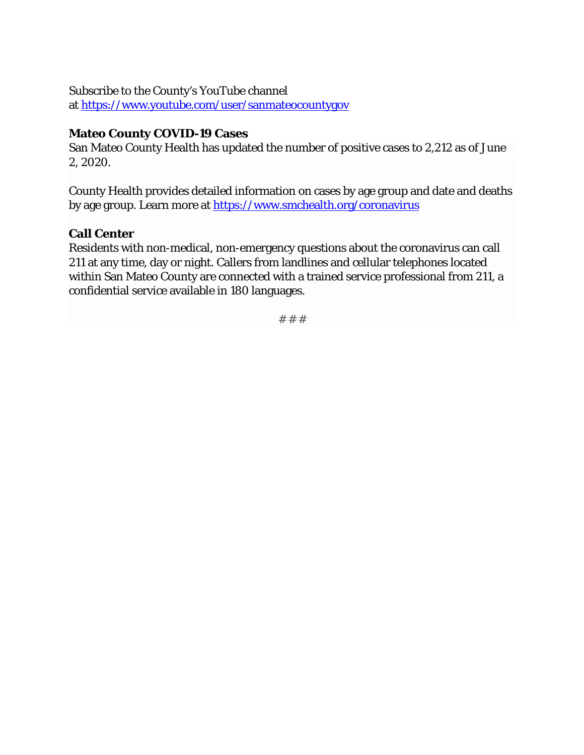Subscribe to the County's YouTube channel at https://www.youtube.com/user/sanmateocountygov

**Mateo County COVID-19 Cases**

San Mateo County Health has updated the number of positive cases to 2,212 as of June 2, 2020.

County Health provides detailed information on cases by age group and date and deaths by age group. Learn more at https://www.smchealth.org/coronavirus

**Call Center**

Residents with non-medical, non-emergency questions about the coronavirus can call 211 at any time, day or night. Callers from landlines and cellular telephones located within San Mateo County are connected with a trained service professional from 211, a confidential service available in 180 languages.

# # #